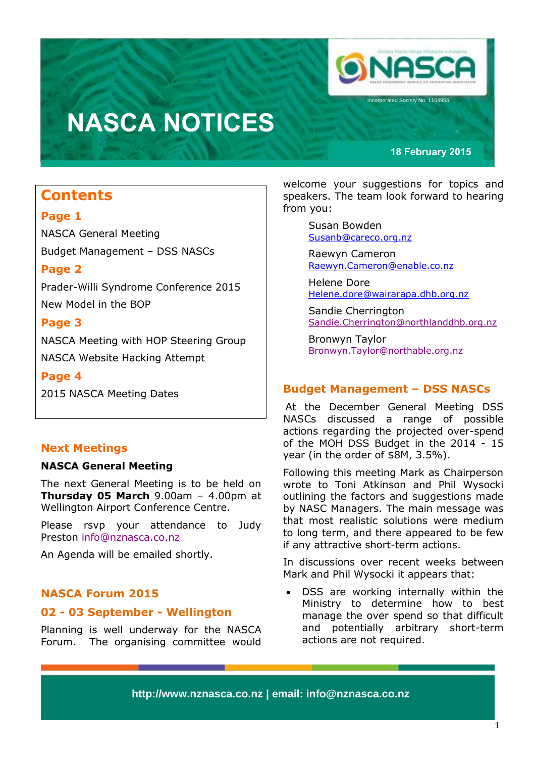# NASCA NOTICES

Incorporated Society No: 1154955

**18 February 2015**

## Contents

**Page 1**

NASCA General Meeting

Budget Management – DSS NASCs

**Page 2**

Prader-Willi Syndrome Conference 2015

New Model in the BOP

**Page 3**

NASCA Meeting with HOP Steering Group

NASCA Website Hacking Attempt

**Page 4**

2015 NASCA Meeting Dates

## Next Meetings

### NASCA General Meeting

The next General Meeting is to be held on **Thursday 05 March** 9.00am – 4.00pm at Wellington Airport Conference Centre.

Please rsvp your attendance to Judy Preston info@nznasca.co.nz

An Agenda will be emailed shortly.

## NASCA Forum 2015

### 02 - 03 September - Wellington

Planning is well underway for the NASCA Forum. The organising committee would welcome your suggestions for topics and speakers. The team look forward to hearing from you:

Susan Bowden
Susanb@careco.org.nz

Raewyn Cameron
Raewyn.Cameron@enable.co.nz

Helene Dore
Helene.dore@wairarapa.dhb.org.nz

Sandie Cherrington
Sandie.Cherrington@northlanddhb.org.nz

Bronwyn Taylor
Bronwyn.Taylor@northable.org.nz

## Budget Management – DSS NASCs

At the December General Meeting DSS NASCs discussed a range of possible actions regarding the projected over-spend of the MOH DSS Budget in the 2014 - 15 year (in the order of $8M, 3.5%).

Following this meeting Mark as Chairperson wrote to Toni Atkinson and Phil Wysocki outlining the factors and suggestions made by NASC Managers. The main message was that most realistic solutions were medium to long term, and there appeared to be few if any attractive short-term actions.

In discussions over recent weeks between Mark and Phil Wysocki it appears that:

- DSS are working internally within the Ministry to determine how to best manage the over spend so that difficult and potentially arbitrary short-term actions are not required.

http://www.nznasca.co.nz | email: info@nznasca.co.nz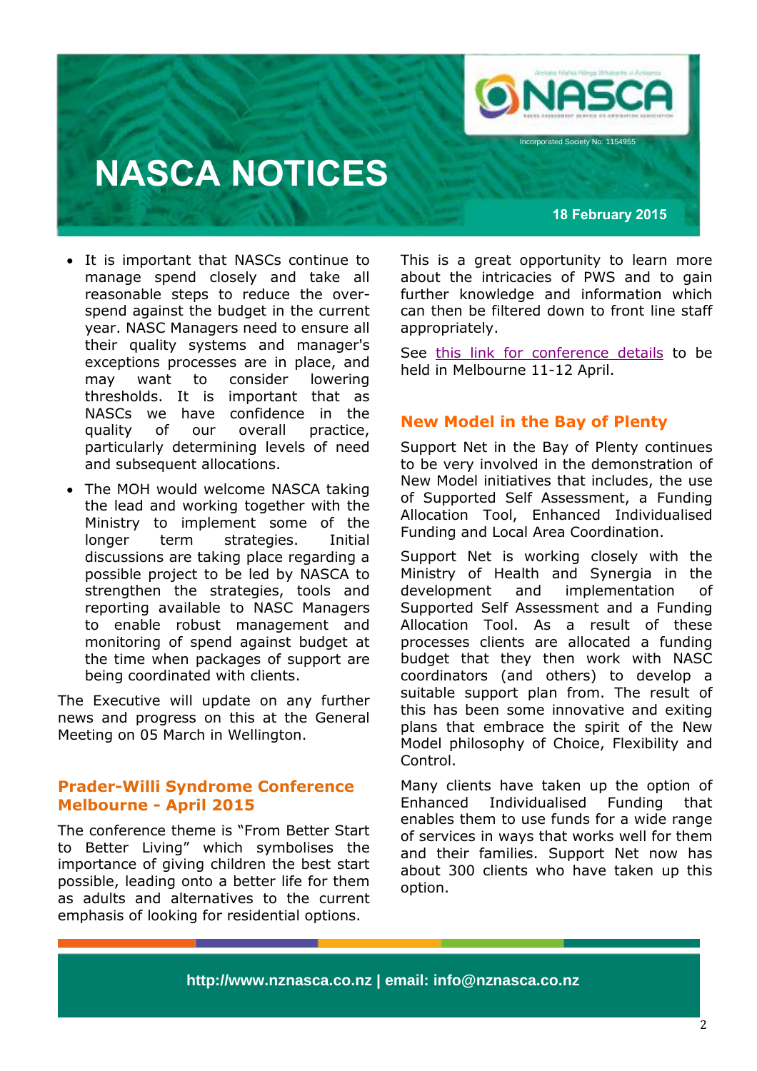- It is important that NASCs continue to manage spend closely and take all reasonable steps to reduce the over-spend against the budget in the current year. NASC Managers need to ensure all their quality systems and manager's exceptions processes are in place, and may want to consider lowering thresholds. It is important that as NASCs we have confidence in the quality of our overall practice, particularly determining levels of need and subsequent allocations.
- The MOH would welcome NASCA taking the lead and working together with the Ministry to implement some of the longer term strategies. Initial discussions are taking place regarding a possible project to be led by NASCA to strengthen the strategies, tools and reporting available to NASC Managers to enable robust management and monitoring of spend against budget at the time when packages of support are being coordinated with clients.

The Executive will update on any further news and progress on this at the General Meeting on 05 March in Wellington.

## Prader-Willi Syndrome Conference Melbourne - April 2015

The conference theme is "From Better Start to Better Living" which symbolises the importance of giving children the best start possible, leading onto a better life for them as adults and alternatives to the current emphasis of looking for residential options.

This is a great opportunity to learn more about the intricacies of PWS and to gain further knowledge and information which can then be filtered down to front line staff appropriately.

See this link for conference details to be held in Melbourne 11-12 April.

## New Model in the Bay of Plenty

Support Net in the Bay of Plenty continues to be very involved in the demonstration of New Model initiatives that includes, the use of Supported Self Assessment, a Funding Allocation Tool, Enhanced Individualised Funding and Local Area Coordination.

Support Net is working closely with the Ministry of Health and Synergia in the development and implementation of Supported Self Assessment and a Funding Allocation Tool. As a result of these processes clients are allocated a funding budget that they then work with NASC coordinators (and others) to develop a suitable support plan from. The result of this has been some innovative and exiting plans that embrace the spirit of the New Model philosophy of Choice, Flexibility and Control.

Many clients have taken up the option of Enhanced Individualised Funding that enables them to use funds for a wide range of services in ways that works well for them and their families. Support Net now has about 300 clients who have taken up this option.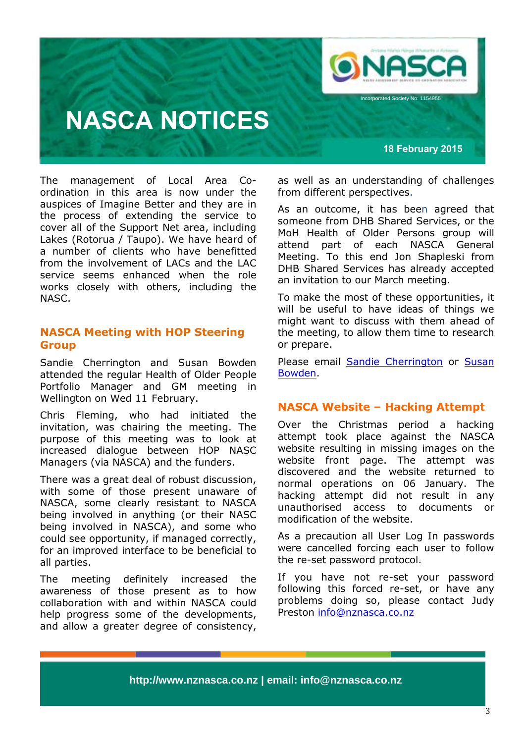The management of Local Area Co-ordination in this area is now under the auspices of Imagine Better and they are in the process of extending the service to cover all of the Support Net area, including Lakes (Rotorua / Taupo). We have heard of a number of clients who have benefitted from the involvement of LACs and the LAC service seems enhanced when the role works closely with others, including the NASC.

## NASCA Meeting with HOP Steering Group

Sandie Cherrington and Susan Bowden attended the regular Health of Older People Portfolio Manager and GM meeting in Wellington on Wed 11 February.

Chris Fleming, who had initiated the invitation, was chairing the meeting. The purpose of this meeting was to look at increased dialogue between HOP NASC Managers (via NASCA) and the funders.

There was a great deal of robust discussion, with some of those present unaware of NASCA, some clearly resistant to NASCA being involved in anything (or their NASC being involved in NASCA), and some who could see opportunity, if managed correctly, for an improved interface to be beneficial to all parties.

The meeting definitely increased the awareness of those present as to how collaboration with and within NASCA could help progress some of the developments, and allow a greater degree of consistency, as well as an understanding of challenges from different perspectives.

As an outcome, it has been agreed that someone from DHB Shared Services, or the MoH Health of Older Persons group will attend part of each NASCA General Meeting. To this end Jon Shapleski from DHB Shared Services has already accepted an invitation to our March meeting.

To make the most of these opportunities, it will be useful to have ideas of things we might want to discuss with them ahead of the meeting, to allow them time to research or prepare.

Please email Sandie Cherrington or Susan Bowden.

## NASCA Website – Hacking Attempt

Over the Christmas period a hacking attempt took place against the NASCA website resulting in missing images on the website front page. The attempt was discovered and the website returned to normal operations on 06 January. The hacking attempt did not result in any unauthorised access to documents or modification of the website.

As a precaution all User Log In passwords were cancelled forcing each user to follow the re-set password protocol.

If you have not re-set your password following this forced re-set, or have any problems doing so, please contact Judy Preston info@nznasca.co.nz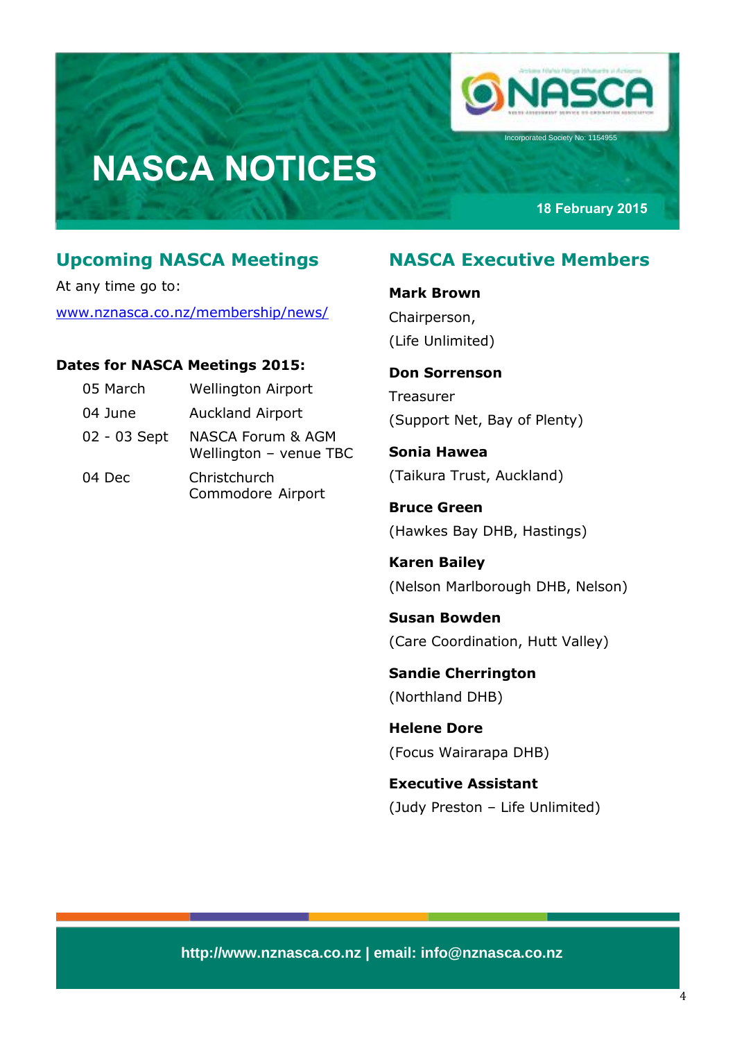# NASCA NOTICES

Incorporated Society No: 1154955

**18 February 2015**

## Upcoming NASCA Meetings

At any time go to:

www.nznasca.co.nz/membership/news/

**Dates for NASCA Meetings 2015:**

| | |
|---|---|
| 05 March | Wellington Airport |
| 04 June | Auckland Airport |
| 02 - 03 Sept | NASCA Forum & AGM Wellington – venue TBC |
| 04 Dec | Christchurch Commodore Airport |

## NASCA Executive Members

**Mark Brown**
Chairperson,
(Life Unlimited)

**Don Sorrenson**
Treasurer
(Support Net, Bay of Plenty)

**Sonia Hawea**
(Taikura Trust, Auckland)

**Bruce Green**
(Hawkes Bay DHB, Hastings)

**Karen Bailey**
(Nelson Marlborough DHB, Nelson)

**Susan Bowden**
(Care Coordination, Hutt Valley)

**Sandie Cherrington**
(Northland DHB)

**Helene Dore**
(Focus Wairarapa DHB)

**Executive Assistant**
(Judy Preston – Life Unlimited)

**http://www.nznasca.co.nz | email: info@nznasca.co.nz**